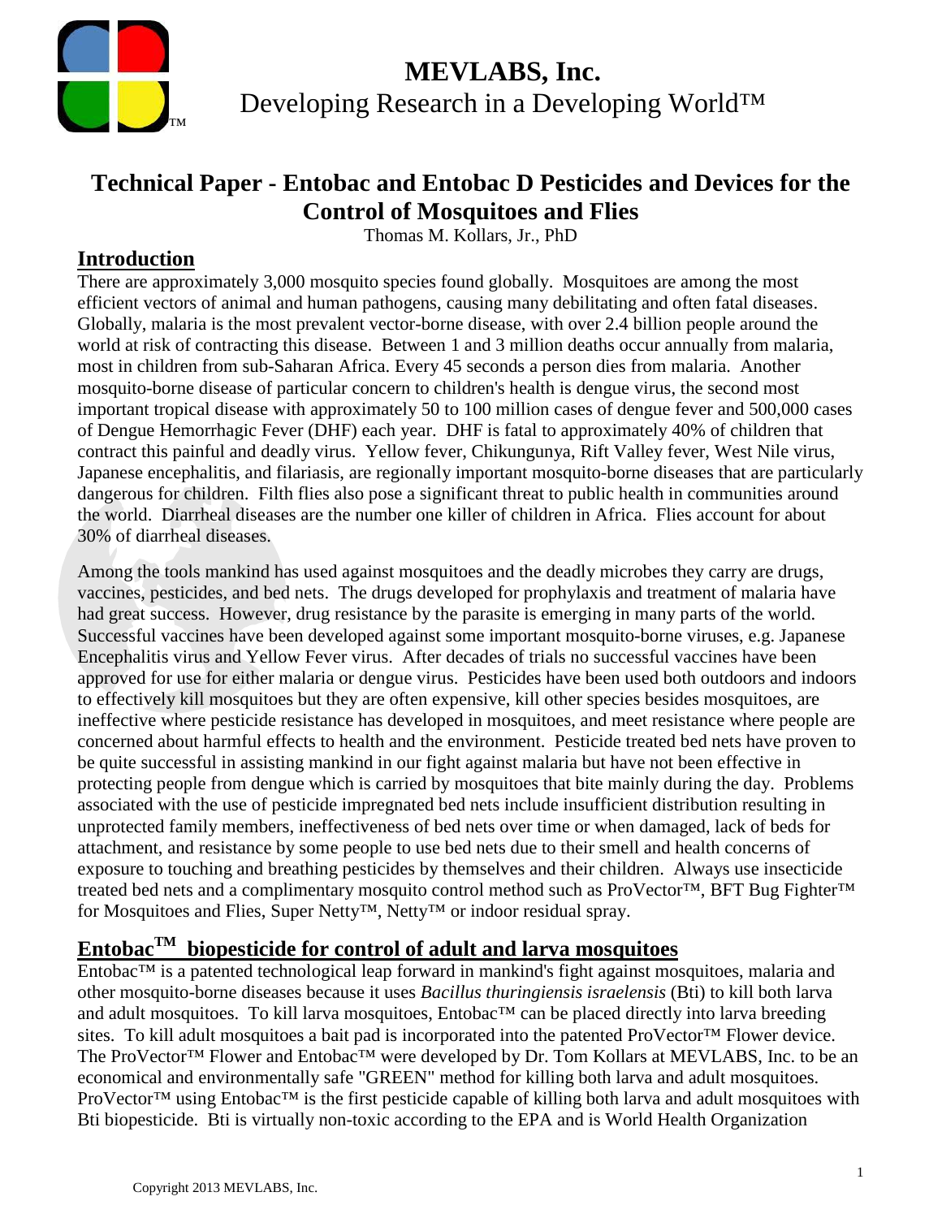# MEVLABS, Inc.

Developing Research in a Developing World™

## Technical Paper - Entobac and Entobac D Pesticides and Devices for the Control of Mosquitoes and Flies

Thomas M. Kollars, Jr., PhD

## Introduction

There are approximately 3,000 mosquito species found globally. Mosquitoes are among the most efficient vectors of animal and human pathogens, causing many debilitating and often fatal diseases. Globally, malaria is the most prevalent vector-borne disease, with over 2.4 billion people around the world at risk of contracting this disease. Between 1 and 3 million deaths occur annually from malaria, most in children from sub-Saharan Africa. Every 45 seconds a person dies from malaria. Another mosquito-borne disease of particular concern to children's health is dengue virus, the second most important tropical disease with approximately 50 to 100 million cases of dengue fever and 500,000 cases of Dengue Hemorrhagic Fever (DHF) each year. DHF is fatal to approximately 40% of children that contract this painful and deadly virus. Yellow fever, Chikungunya, Rift Valley fever, West Nile virus, Japanese encephalitis, and filariasis, are regionally important mosquito-borne diseases that are particularly dangerous for children. Filth flies also pose a significant threat to public health in communities around the world. Diarrheal diseases are the number one killer of children in Africa. Flies account for about 30% of diarrheal diseases.

Among the tools mankind has used against mosquitoes and the deadly microbes they carry are drugs, vaccines, pesticides, and bed nets. The drugs developed for prophylaxis and treatment of malaria have had great success. However, drug resistance by the parasite is emerging in many parts of the world. Successful vaccines have been developed against some important mosquito-borne viruses, e.g. Japanese Encephalitis virus and Yellow Fever virus. After decades of trials no successful vaccines have been approved for use for either malaria or dengue virus. Pesticides have been used both outdoors and indoors to effectively kill mosquitoes but they are often expensive, kill other species besides mosquitoes, are ineffective where pesticide resistance has developed in mosquitoes, and meet resistance where people are concerned about harmful effects to health and the environment. Pesticide treated bed nets have proven to be quite successful in assisting mankind in our fight against malaria but have not been effective in protecting people from dengue which is carried by mosquitoes that bite mainly during the day. Problems associated with the use of pesticide impregnated bed nets include insufficient distribution resulting in unprotected family members, ineffectiveness of bed nets over time or when damaged, lack of beds for attachment, and resistance by some people to use bed nets due to their smell and health concerns of exposure to touching and breathing pesticides by themselves and their children. Always use insecticide treated bed nets and a complimentary mosquito control method such as ProVector™, BFT Bug Fighter™ for Mosquitoes and Flies, Super Netty™, Netty™ or indoor residual spray.

## Entobac™ biopesticide for control of adult and larva mosquitoes

Entobac™ is a patented technological leap forward in mankind's fight against mosquitoes, malaria and other mosquito-borne diseases because it uses *Bacillus thuringiensis israelensis* (Bti) to kill both larva and adult mosquitoes. To kill larva mosquitoes, Entobac™ can be placed directly into larva breeding sites. To kill adult mosquitoes a bait pad is incorporated into the patented ProVector™ Flower device. The ProVector™ Flower and Entobac™ were developed by Dr. Tom Kollars at MEVLABS, Inc. to be an economical and environmentally safe "GREEN" method for killing both larva and adult mosquitoes. ProVector™ using Entobac™ is the first pesticide capable of killing both larva and adult mosquitoes with Bti biopesticide. Bti is virtually non-toxic according to the EPA and is World Health Organization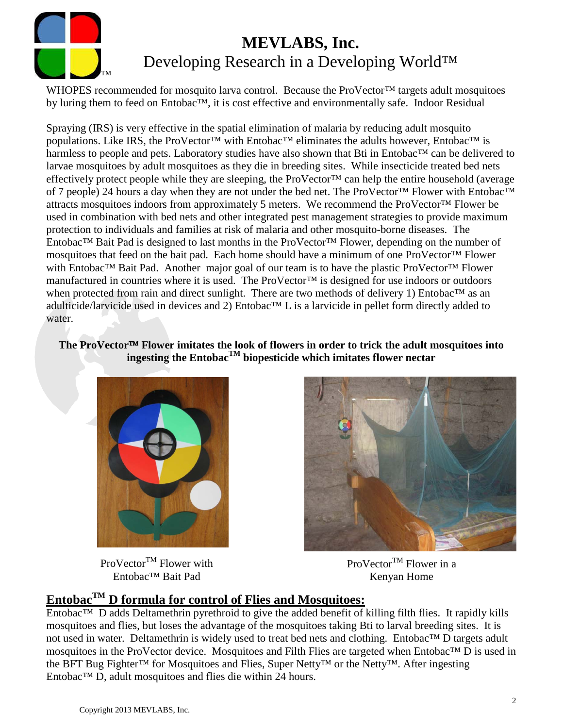# MEVLABS, Inc.

Developing Research in a Developing World™

WHOPES recommended for mosquito larva control. Because the ProVector™ targets adult mosquitoes by luring them to feed on Entobac™, it is cost effective and environmentally safe. Indoor Residual

Spraying (IRS) is very effective in the spatial elimination of malaria by reducing adult mosquito populations. Like IRS, the ProVector™ with Entobac™ eliminates the adults however, Entobac™ is harmless to people and pets. Laboratory studies have also shown that Bti in Entobac™ can be delivered to larvae mosquitoes by adult mosquitoes as they die in breeding sites. While insecticide treated bed nets effectively protect people while they are sleeping, the ProVector™ can help the entire household (average of 7 people) 24 hours a day when they are not under the bed net. The ProVector™ Flower with Entobac™ attracts mosquitoes indoors from approximately 5 meters. We recommend the ProVector™ Flower be used in combination with bed nets and other integrated pest management strategies to provide maximum protection to individuals and families at risk of malaria and other mosquito-borne diseases. The Entobac™ Bait Pad is designed to last months in the ProVector™ Flower, depending on the number of mosquitoes that feed on the bait pad. Each home should have a minimum of one ProVector™ Flower with Entobac™ Bait Pad. Another major goal of our team is to have the plastic ProVector™ Flower manufactured in countries where it is used. The ProVector™ is designed for use indoors or outdoors when protected from rain and direct sunlight. There are two methods of delivery 1) Entobac™ as an adulticide/larvicide used in devices and 2) Entobac™ L is a larvicide in pellet form directly added to water.

**The ProVector™ Flower imitates the look of flowers in order to trick the adult mosquitoes into ingesting the Entobac™ biopesticide which imitates flower nectar**

ProVector™ Flower with Entobac™ Bait Pad

ProVector™ Flower in a Kenyan Home

## Entobac™ D formula for control of Flies and Mosquitoes:

Entobac™ D adds Deltamethrin pyrethroid to give the added benefit of killing filth flies. It rapidly kills mosquitoes and flies, but loses the advantage of the mosquitoes taking Bti to larval breeding sites. It is not used in water. Deltamethrin is widely used to treat bed nets and clothing. Entobac™ D targets adult mosquitoes in the ProVector device. Mosquitoes and Filth Flies are targeted when Entobac™ D is used in the BFT Bug Fighter™ for Mosquitoes and Flies, Super Netty™ or the Netty™. After ingesting Entobac™ D, adult mosquitoes and flies die within 24 hours.

Copyright 2013 MEVLABS, Inc.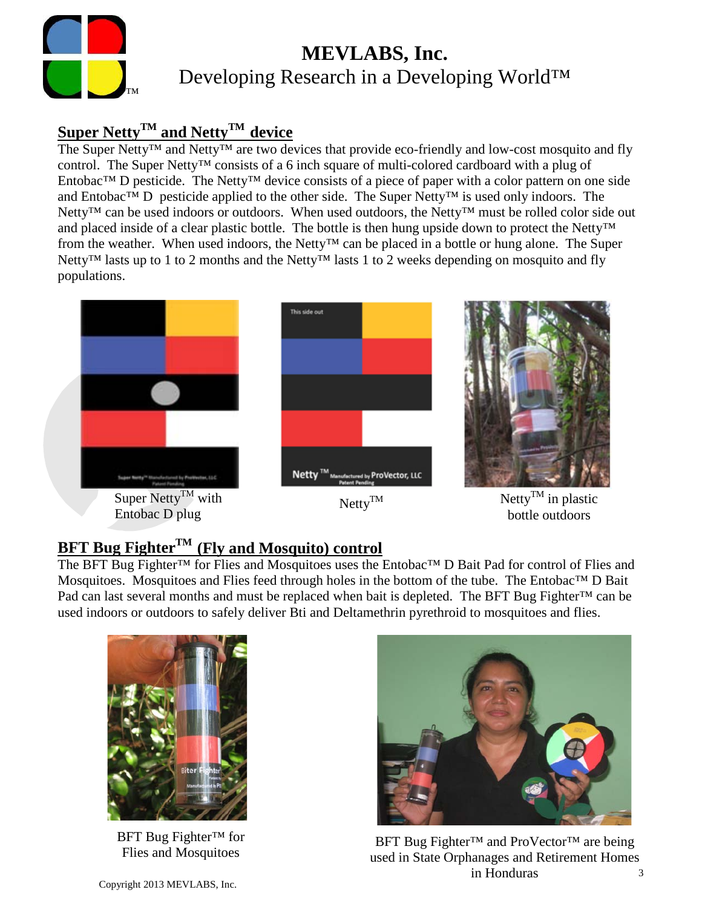# MEVLABS, Inc.

Developing Research in a Developing World™

## Super Netty™ and Netty™ device

The Super Netty™ and Netty™ are two devices that provide eco-friendly and low-cost mosquito and fly control. The Super Netty™ consists of a 6 inch square of multi-colored cardboard with a plug of Entobac™ D pesticide. The Netty™ device consists of a piece of paper with a color pattern on one side and Entobac™ D pesticide applied to the other side. The Super Netty™ is used only indoors. The Netty™ can be used indoors or outdoors. When used outdoors, the Netty™ must be rolled color side out and placed inside of a clear plastic bottle. The bottle is then hung upside down to protect the Netty™ from the weather. When used indoors, the Netty™ can be placed in a bottle or hung alone. The Super Netty™ lasts up to 1 to 2 months and the Netty™ lasts 1 to 2 weeks depending on mosquito and fly populations.

Super Netty™ with Entobac D plug

Netty™

Netty™ in plastic bottle outdoors

## BFT Bug Fighter™ (Fly and Mosquito) control

The BFT Bug Fighter™ for Flies and Mosquitoes uses the Entobac™ D Bait Pad for control of Flies and Mosquitoes. Mosquitoes and Flies feed through holes in the bottom of the tube. The Entobac™ D Bait Pad can last several months and must be replaced when bait is depleted. The BFT Bug Fighter™ can be used indoors or outdoors to safely deliver Bti and Deltamethrin pyrethroid to mosquitoes and flies.

BFT Bug Fighter™ for Flies and Mosquitoes

BFT Bug Fighter™ and ProVector™ are being used in State Orphanages and Retirement Homes in Honduras

Copyright 2013 MEVLABS, Inc.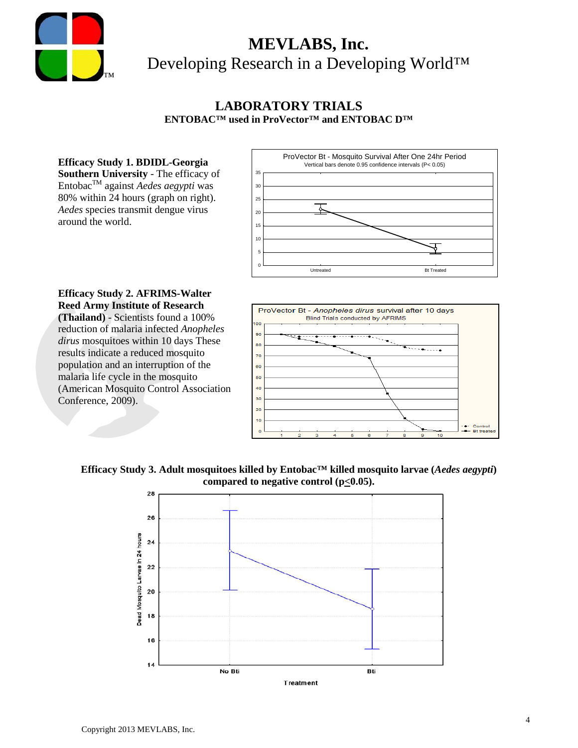# MEVLABS, Inc.

Developing Research in a Developing World™

## LABORATORY TRIALS

**ENTOBAC™ used in ProVector™ and ENTOBAC D™**

**Efficacy Study 1. BDIDL-Georgia Southern University** - The efficacy of Entobac™ against *Aedes aegypti* was 80% within 24 hours (graph on right). *Aedes* species transmit dengue virus around the world.

ProVector Bt - Mosquito Survival After One 24hr Period
Vertical bars denote 0.95 confidence intervals (P< 0.05)

**Efficacy Study 2. AFRIMS-Walter Reed Army Institute of Research (Thailand)** - Scientists found a 100% reduction of malaria infected *Anopheles dirus* mosquitoes within 10 days These results indicate a reduced mosquito population and an interruption of the malaria life cycle in the mosquito (American Mosquito Control Association Conference, 2009).

ProVector Bt - *Anopheles dirus* survival after 10 days
Blind Trials conducted by AFRIMS

**Efficacy Study 3. Adult mosquitoes killed by Entobac™ killed mosquito larvae (*Aedes aegypti*) compared to negative control ($p \leq 0.05$).**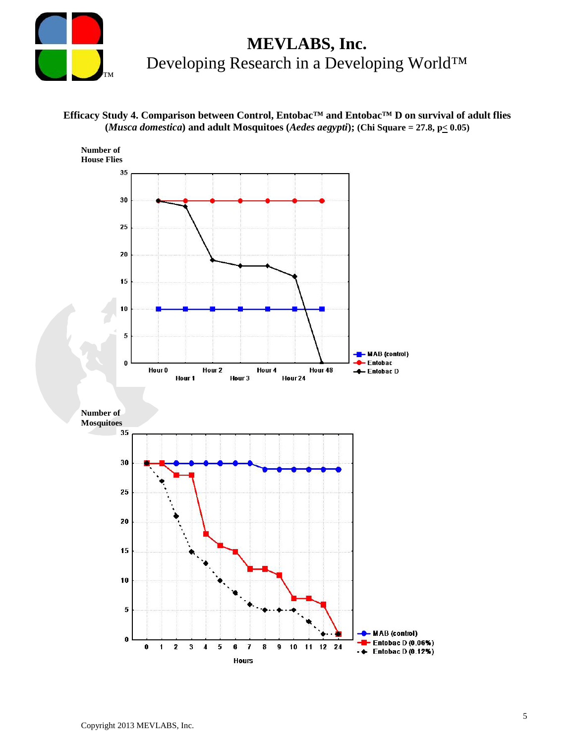**Efficacy Study 4. Comparison between Control, Entobac™ and Entobac™ D on survival of adult flies (*Musca domestica*) and adult Mosquitoes (*Aedes aegypti*); (Chi Square = 27.8, $p \leq 0.05$)**

Number of House Flies

| | Hour 0 | Hour 1 | Hour 2 | Hour 3 | Hour 4 | Hour 24 | Hour 48 |
|---|---|---|---|---|---|---|---|
| MAB (control) | 10 | 10 | 10 | 10 | 10 | 10 | 10 |
| Entobac | 30 | 30 | 30 | 30 | 30 | 30 | 30 |
| Entobac D | 30 | 29 | 19 | 18 | 18 | 16 | 0 |

Number of Mosquitoes

| Hours | 0 | 1 | 2 | 3 | 4 | 5 | 6 | 7 | 8 | 9 | 10 | 11 | 12 | 24 |
|---|---|---|---|---|---|---|---|---|---|---|---|---|---|---|
| MAB (control) | 30 | 30 | 30 | 30 | 30 | 30 | 30 | 30 | 29 | 29 | 29 | 29 | 29 | 29 |
| Entobac D (0.06%) | 30 | 30 | 28 | 28 | 18 | 16 | 15 | 12 | 12 | 11 | 7 | 7 | 6 | 1 |
| Entobac D (0.12%) | 30 | 27 | 21 | 15 | 13 | 10 | 8 | 6 | 5 | 5 | 5 | 3 | 1 | 1 |

Copyright 2013 MEVLABS, Inc.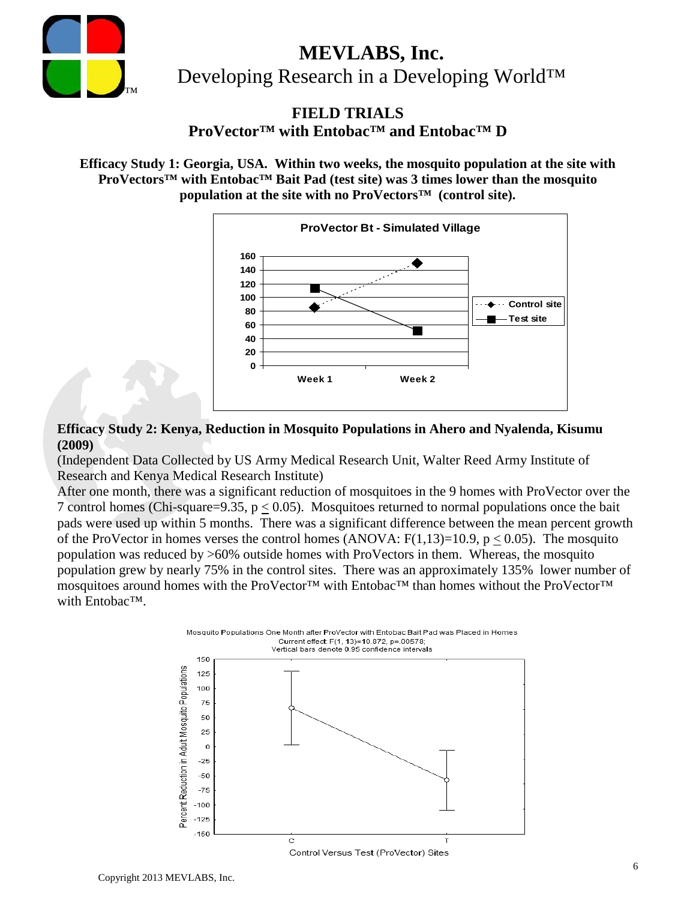# MEVLABS, Inc.

Developing Research in a Developing World™

## FIELD TRIALS

## ProVector™ with Entobac™ and Entobac™ D

**Efficacy Study 1: Georgia, USA. Within two weeks, the mosquito population at the site with ProVectors™ with Entobac™ Bait Pad (test site) was 3 times lower than the mosquito population at the site with no ProVectors™ (control site).**

ProVector Bt - Simulated Village

**Efficacy Study 2: Kenya, Reduction in Mosquito Populations in Ahero and Nyalenda, Kisumu (2009)**

(Independent Data Collected by US Army Medical Research Unit, Walter Reed Army Institute of Research and Kenya Medical Research Institute)

After one month, there was a significant reduction of mosquitoes in the 9 homes with ProVector over the 7 control homes (Chi-square=9.35, $p \leq 0.05$). Mosquitoes returned to normal populations once the bait pads were used up within 5 months. There was a significant difference between the mean percent growth of the ProVector in homes verses the control homes (ANOVA: $F(1,13)=10.9$, $p \leq 0.05$). The mosquito population was reduced by >60% outside homes with ProVectors in them. Whereas, the mosquito population grew by nearly 75% in the control sites. There was an approximately 135% lower number of mosquitoes around homes with the ProVector™ with Entobac™ than homes without the ProVector™ with Entobac™.

Mosquito Populations One Month after ProVector with Entobac Bait Pad was Placed in Homes
Current effect: $F(1, 13)=10.872$, $p=.00578$;
Vertical bars denote 0.95 confidence intervals

Copyright 2013 MEVLABS, Inc.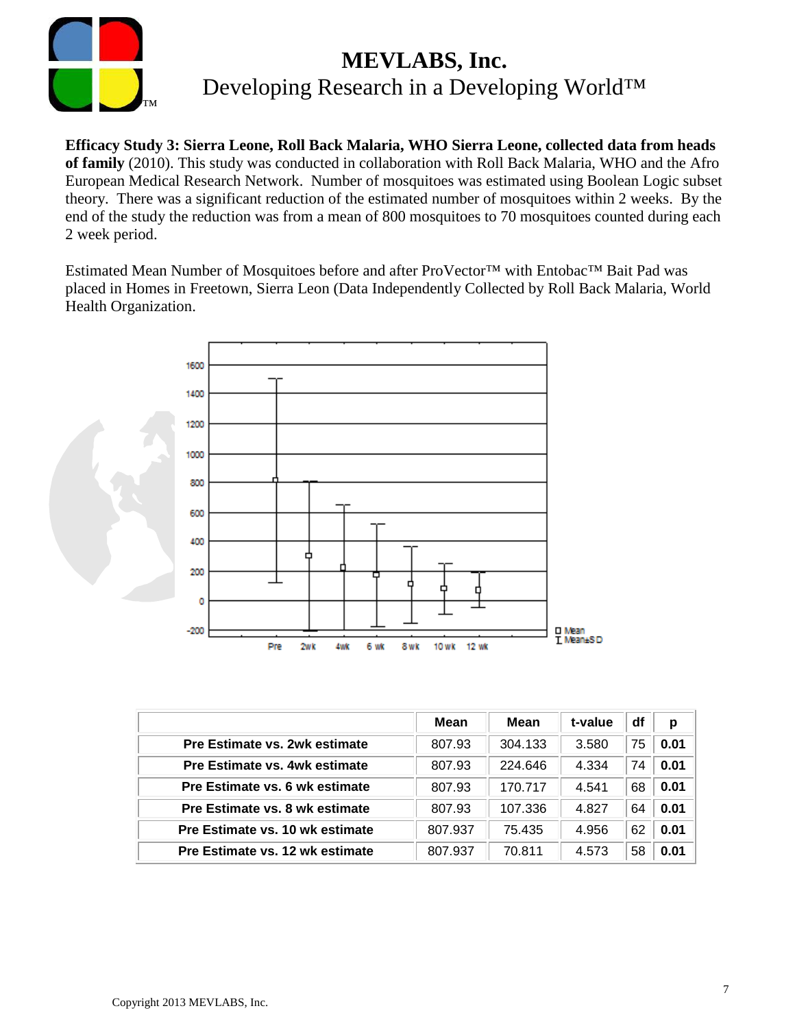**Efficacy Study 3: Sierra Leone, Roll Back Malaria, WHO Sierra Leone, collected data from heads of family** (2010). This study was conducted in collaboration with Roll Back Malaria, WHO and the Afro European Medical Research Network. Number of mosquitoes was estimated using Boolean Logic subset theory. There was a significant reduction of the estimated number of mosquitoes within 2 weeks. By the end of the study the reduction was from a mean of 800 mosquitoes to 70 mosquitoes counted during each 2 week period.

Estimated Mean Number of Mosquitoes before and after ProVector™ with Entobac™ Bait Pad was placed in Homes in Freetown, Sierra Leon (Data Independently Collected by Roll Back Malaria, World Health Organization.

| | Mean | Mean | t-value | df | p |
|---|---|---|---|---|---|
| Pre Estimate vs. 2wk estimate | 807.93 | 304.133 | 3.580 | 75 | 0.01 |
| Pre Estimate vs. 4wk estimate | 807.93 | 224.646 | 4.334 | 74 | 0.01 |
| Pre Estimate vs. 6 wk estimate | 807.93 | 170.717 | 4.541 | 68 | 0.01 |
| Pre Estimate vs. 8 wk estimate | 807.93 | 107.336 | 4.827 | 64 | 0.01 |
| Pre Estimate vs. 10 wk estimate | 807.937 | 75.435 | 4.956 | 62 | 0.01 |
| Pre Estimate vs. 12 wk estimate | 807.937 | 70.811 | 4.573 | 58 | 0.01 |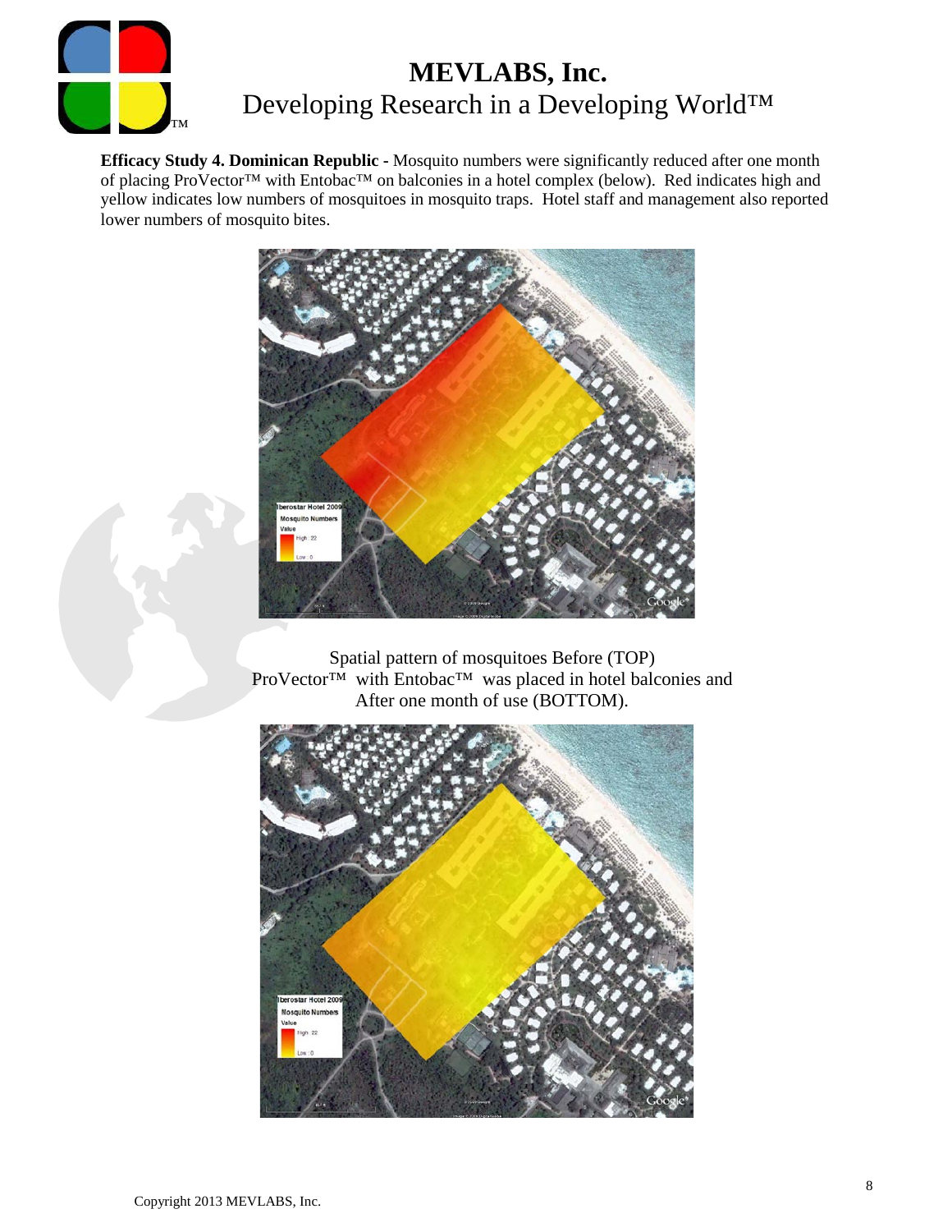**Efficacy Study 4. Dominican Republic -** Mosquito numbers were significantly reduced after one month of placing ProVector™ with Entobac™ on balconies in a hotel complex (below). Red indicates high and yellow indicates low numbers of mosquitoes in mosquito traps. Hotel staff and management also reported lower numbers of mosquito bites.

Spatial pattern of mosquitoes Before (TOP) ProVector™ with Entobac™ was placed in hotel balconies and After one month of use (BOTTOM).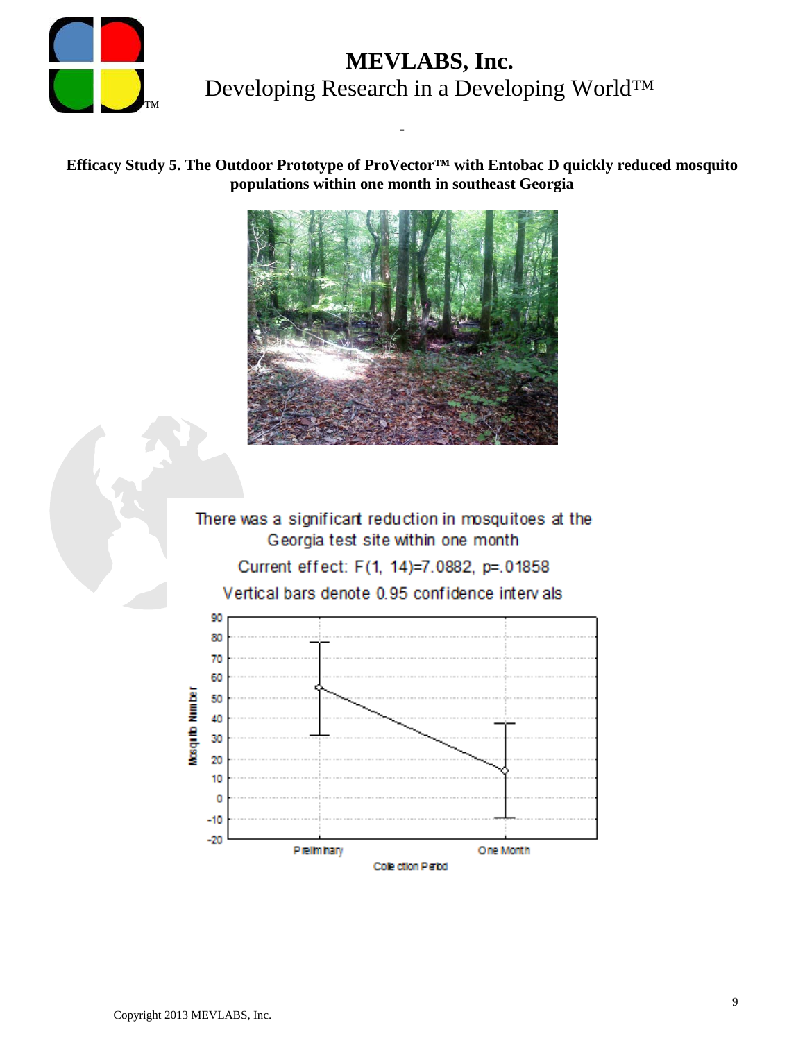# MEVLABS, Inc.

Developing Research in a Developing World™

**Efficacy Study 5. The Outdoor Prototype of ProVector™ with Entobac D quickly reduced mosquito populations within one month in southeast Georgia**

There was a significant reduction in mosquitoes at the Georgia test site within one month

Current effect: $F(1, 14)=7.0882$, $p=.01858$

Vertical bars denote 0.95 confidence intervals

Copyright 2013 MEVLABS, Inc.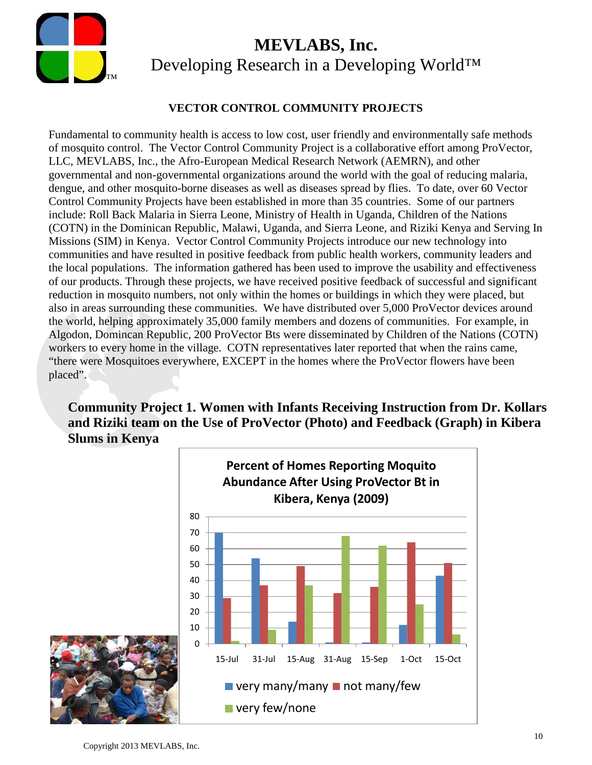# MEVLABS, Inc.

Developing Research in a Developing World™

## VECTOR CONTROL COMMUNITY PROJECTS

Fundamental to community health is access to low cost, user friendly and environmentally safe methods of mosquito control. The Vector Control Community Project is a collaborative effort among ProVector, LLC, MEVLABS, Inc., the Afro-European Medical Research Network (AEMRN), and other governmental and non-governmental organizations around the world with the goal of reducing malaria, dengue, and other mosquito-borne diseases as well as diseases spread by flies. To date, over 60 Vector Control Community Projects have been established in more than 35 countries. Some of our partners include: Roll Back Malaria in Sierra Leone, Ministry of Health in Uganda, Children of the Nations (COTN) in the Dominican Republic, Malawi, Uganda, and Sierra Leone, and Riziki Kenya and Serving In Missions (SIM) in Kenya. Vector Control Community Projects introduce our new technology into communities and have resulted in positive feedback from public health workers, community leaders and the local populations. The information gathered has been used to improve the usability and effectiveness of our products. Through these projects, we have received positive feedback of successful and significant reduction in mosquito numbers, not only within the homes or buildings in which they were placed, but also in areas surrounding these communities. We have distributed over 5,000 ProVector devices around the world, helping approximately 35,000 family members and dozens of communities. For example, in Algodon, Domincan Republic, 200 ProVector Bts were disseminated by Children of the Nations (COTN) workers to every home in the village. COTN representatives later reported that when the rains came, "there were Mosquitoes everywhere, EXCEPT in the homes where the ProVector flowers have been placed".

### Community Project 1. Women with Infants Receiving Instruction from Dr. Kollars and Riziki team on the Use of ProVector (Photo) and Feedback (Graph) in Kibera Slums in Kenya

**Percent of Homes Reporting Moquito Abundance After Using ProVector Bt in Kibera, Kenya (2009)**

| Date | very many/many | not many/few | very few/none |
|---|---|---|---|
| 15-Jul | 70 | 29 | 2 |
| 31-Jul | 54 | 37 | 9 |
| 15-Aug | 14 | 49 | 37 |
| 31-Aug | 1 | 32 | 68 |
| 15-Sep | 1 | 36 | 62 |
| 1-Oct | 12 | 64 | 25 |
| 15-Oct | 43 | 51 | 6 |

Copyright 2013 MEVLABS, Inc.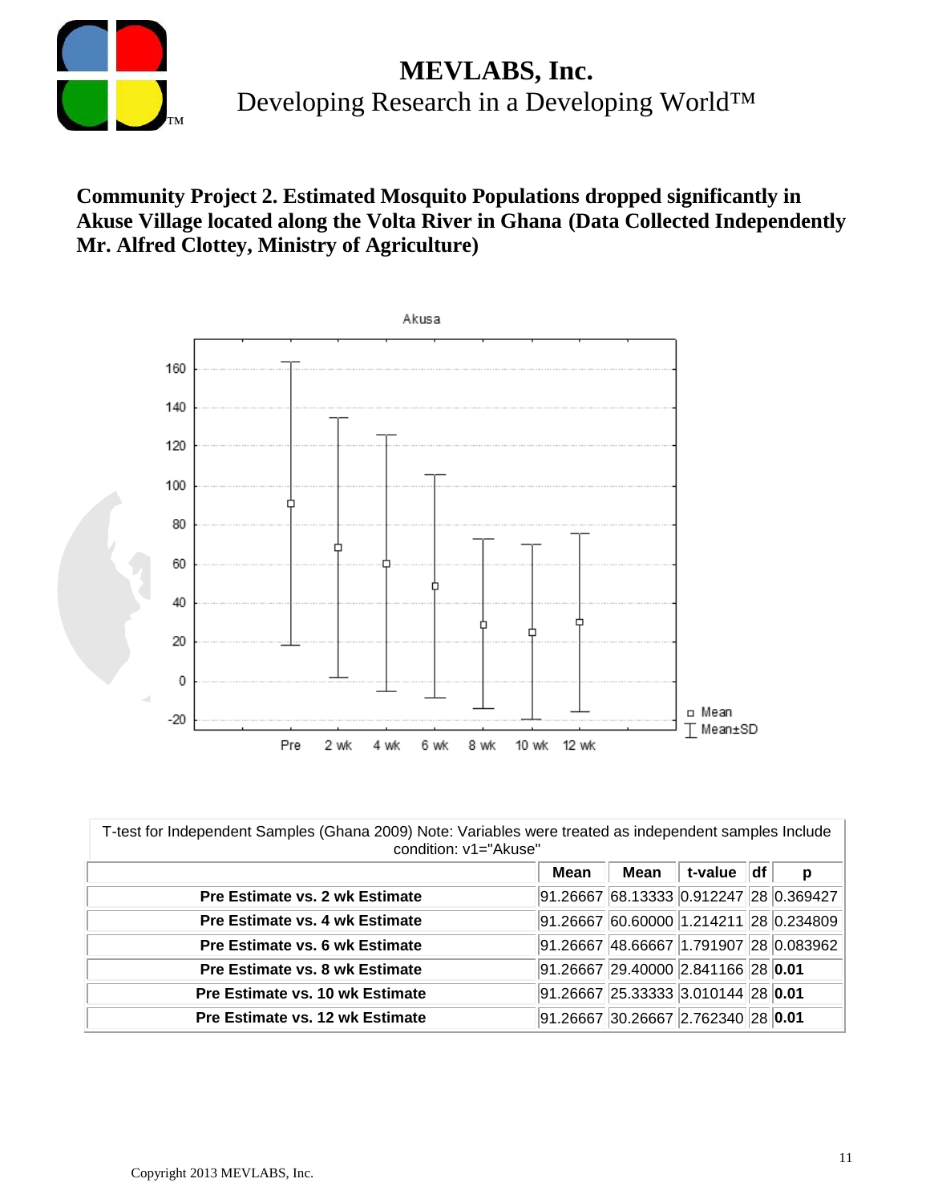**MEVLABS, Inc.**
Developing Research in a Developing World™

**Community Project 2. Estimated Mosquito Populations dropped significantly in Akuse Village located along the Volta River in Ghana (Data Collected Independently Mr. Alfred Clottey, Ministry of Agriculture)**

T-test for Independent Samples (Ghana 2009) Note: Variables were treated as independent samples Include condition: v1="Akuse"

| | Mean | Mean | t-value | df | p |
|---|---|---|---|---|---|
| **Pre Estimate vs. 2 wk Estimate** | 91.26667 | 68.13333 | 0.912247 | 28 | 0.369427 |
| **Pre Estimate vs. 4 wk Estimate** | 91.26667 | 60.60000 | 1.214211 | 28 | 0.234809 |
| **Pre Estimate vs. 6 wk Estimate** | 91.26667 | 48.66667 | 1.791907 | 28 | 0.083962 |
| **Pre Estimate vs. 8 wk Estimate** | 91.26667 | 29.40000 | 2.841166 | 28 | **0.01** |
| **Pre Estimate vs. 10 wk Estimate** | 91.26667 | 25.33333 | 3.010144 | 28 | **0.01** |
| **Pre Estimate vs. 12 wk Estimate** | 91.26667 | 30.26667 | 2.762340 | 28 | **0.01** |

Copyright 2013 MEVLABS, Inc.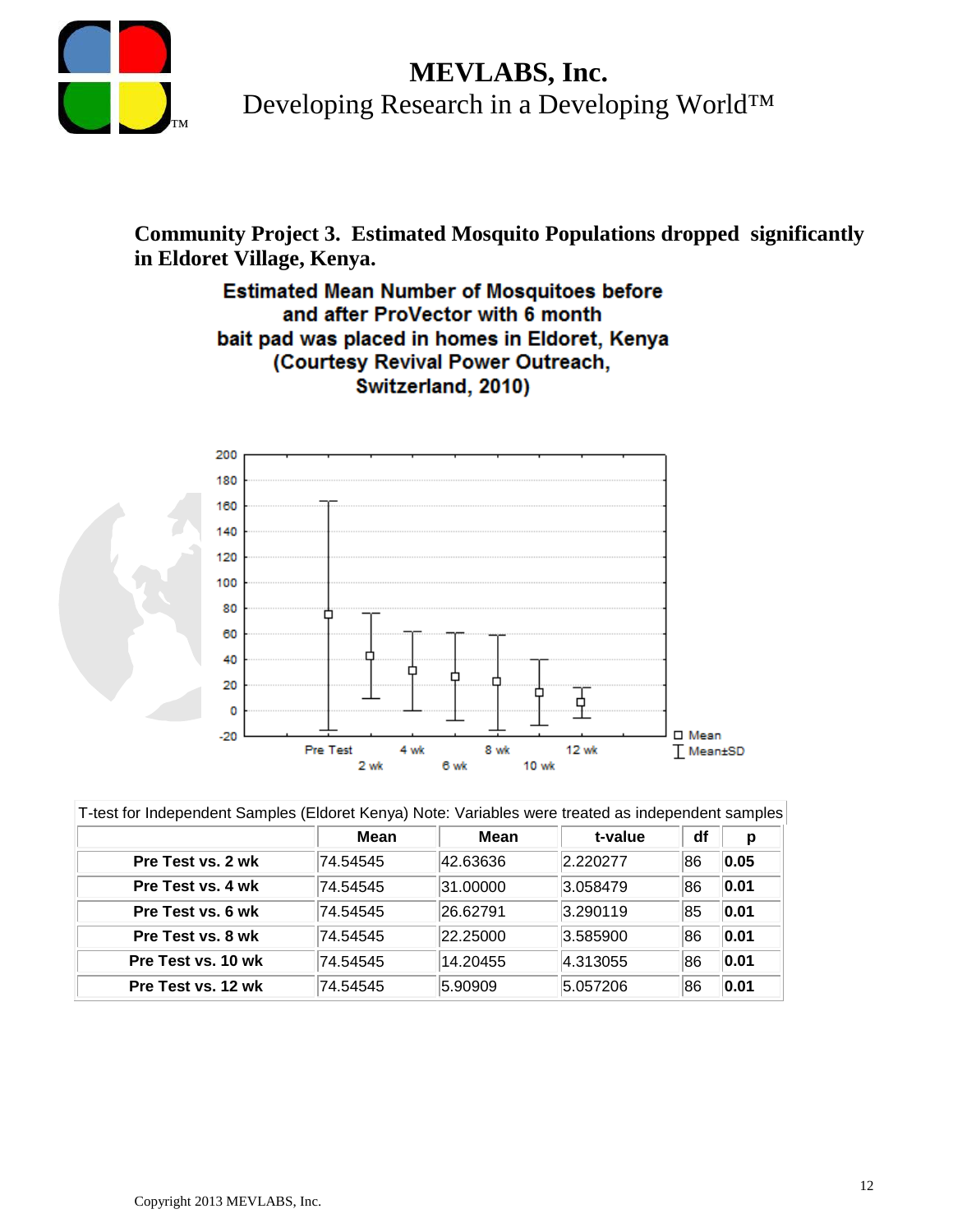**Community Project 3. Estimated Mosquito Populations dropped significantly in Eldoret Village, Kenya.**

**Estimated Mean Number of Mosquitoes before and after ProVector with 6 month bait pad was placed in homes in Eldoret, Kenya (Courtesy Revival Power Outreach, Switzerland, 2010)**

| T-test for Independent Samples (Eldoret Kenya) Note: Variables were treated as independent samples | | | | | |
|---|---|---|---|---|---|
| | **Mean** | **Mean** | **t-value** | **df** | **p** |
| **Pre Test vs. 2 wk** | 74.54545 | 42.63636 | 2.220277 | 86 | **0.05** |
| **Pre Test vs. 4 wk** | 74.54545 | 31.00000 | 3.058479 | 86 | **0.01** |
| **Pre Test vs. 6 wk** | 74.54545 | 26.62791 | 3.290119 | 85 | **0.01** |
| **Pre Test vs. 8 wk** | 74.54545 | 22.25000 | 3.585900 | 86 | **0.01** |
| **Pre Test vs. 10 wk** | 74.54545 | 14.20455 | 4.313055 | 86 | **0.01** |
| **Pre Test vs. 12 wk** | 74.54545 | 5.90909 | 5.057206 | 86 | **0.01** |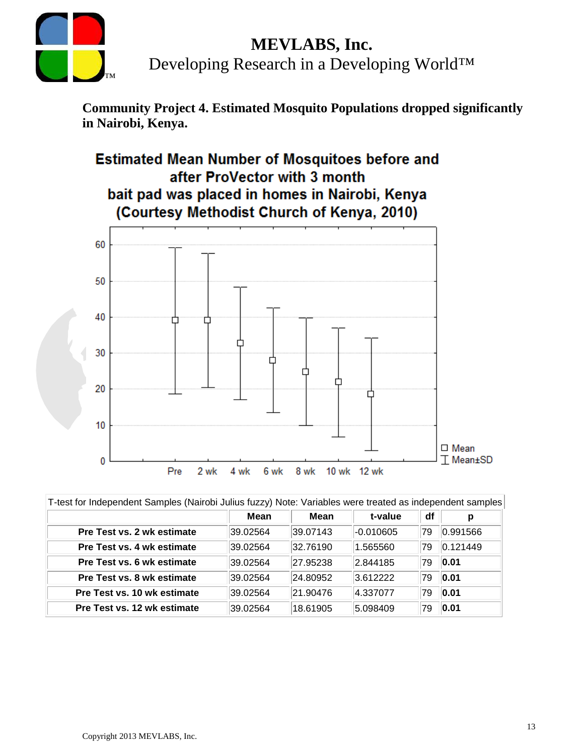**Community Project 4. Estimated Mosquito Populations dropped significantly in Nairobi, Kenya.**

**Estimated Mean Number of Mosquitoes before and after ProVector with 3 month bait pad was placed in homes in Nairobi, Kenya (Courtesy Methodist Church of Kenya, 2010)**

T-test for Independent Samples (Nairobi Julius fuzzy) Note: Variables were treated as independent samples

| | Mean | Mean | t-value | df | p |
|---|---|---|---|---|---|
| **Pre Test vs. 2 wk estimate** | 39.02564 | 39.07143 | -0.010605 | 79 | 0.991566 |
| **Pre Test vs. 4 wk estimate** | 39.02564 | 32.76190 | 1.565560 | 79 | 0.121449 |
| **Pre Test vs. 6 wk estimate** | 39.02564 | 27.95238 | 2.844185 | 79 | **0.01** |
| **Pre Test vs. 8 wk estimate** | 39.02564 | 24.80952 | 3.612222 | 79 | **0.01** |
| **Pre Test vs. 10 wk estimate** | 39.02564 | 21.90476 | 4.337077 | 79 | **0.01** |
| **Pre Test vs. 12 wk estimate** | 39.02564 | 18.61905 | 5.098409 | 79 | **0.01** |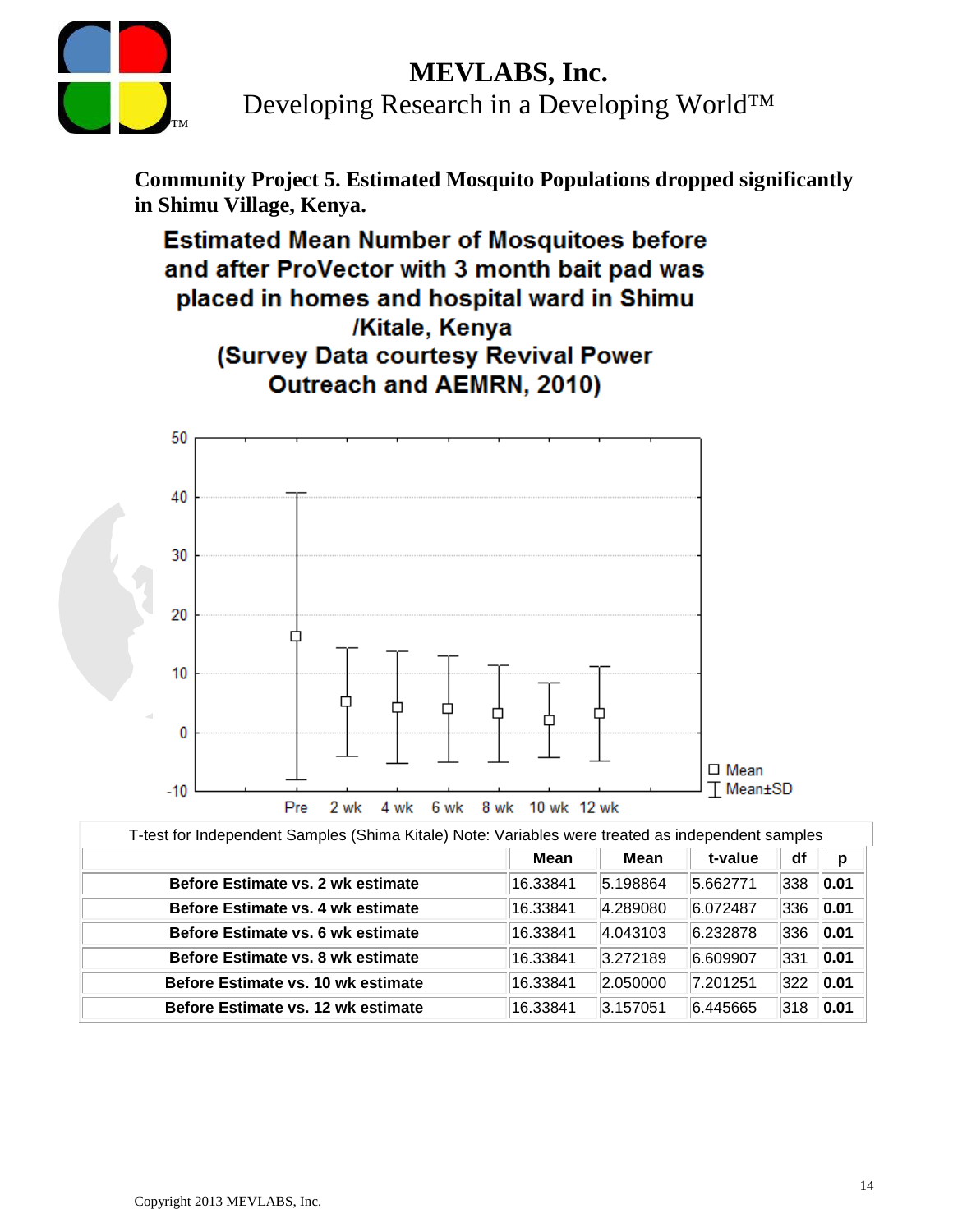**Community Project 5. Estimated Mosquito Populations dropped significantly in Shimu Village, Kenya.**

**Estimated Mean Number of Mosquitoes before and after ProVector with 3 month bait pad was placed in homes and hospital ward in Shimu /Kitale, Kenya (Survey Data courtesy Revival Power Outreach and AEMRN, 2010)**

T-test for Independent Samples (Shima Kitale) Note: Variables were treated as independent samples

| | Mean | Mean | t-value | df | p |
|---|---|---|---|---|---|
| **Before Estimate vs. 2 wk estimate** | 16.33841 | 5.198864 | 5.662771 | 338 | **0.01** |
| **Before Estimate vs. 4 wk estimate** | 16.33841 | 4.289080 | 6.072487 | 336 | **0.01** |
| **Before Estimate vs. 6 wk estimate** | 16.33841 | 4.043103 | 6.232878 | 336 | **0.01** |
| **Before Estimate vs. 8 wk estimate** | 16.33841 | 3.272189 | 6.609907 | 331 | **0.01** |
| **Before Estimate vs. 10 wk estimate** | 16.33841 | 2.050000 | 7.201251 | 322 | **0.01** |
| **Before Estimate vs. 12 wk estimate** | 16.33841 | 3.157051 | 6.445665 | 318 | **0.01** |

Copyright 2013 MEVLABS, Inc.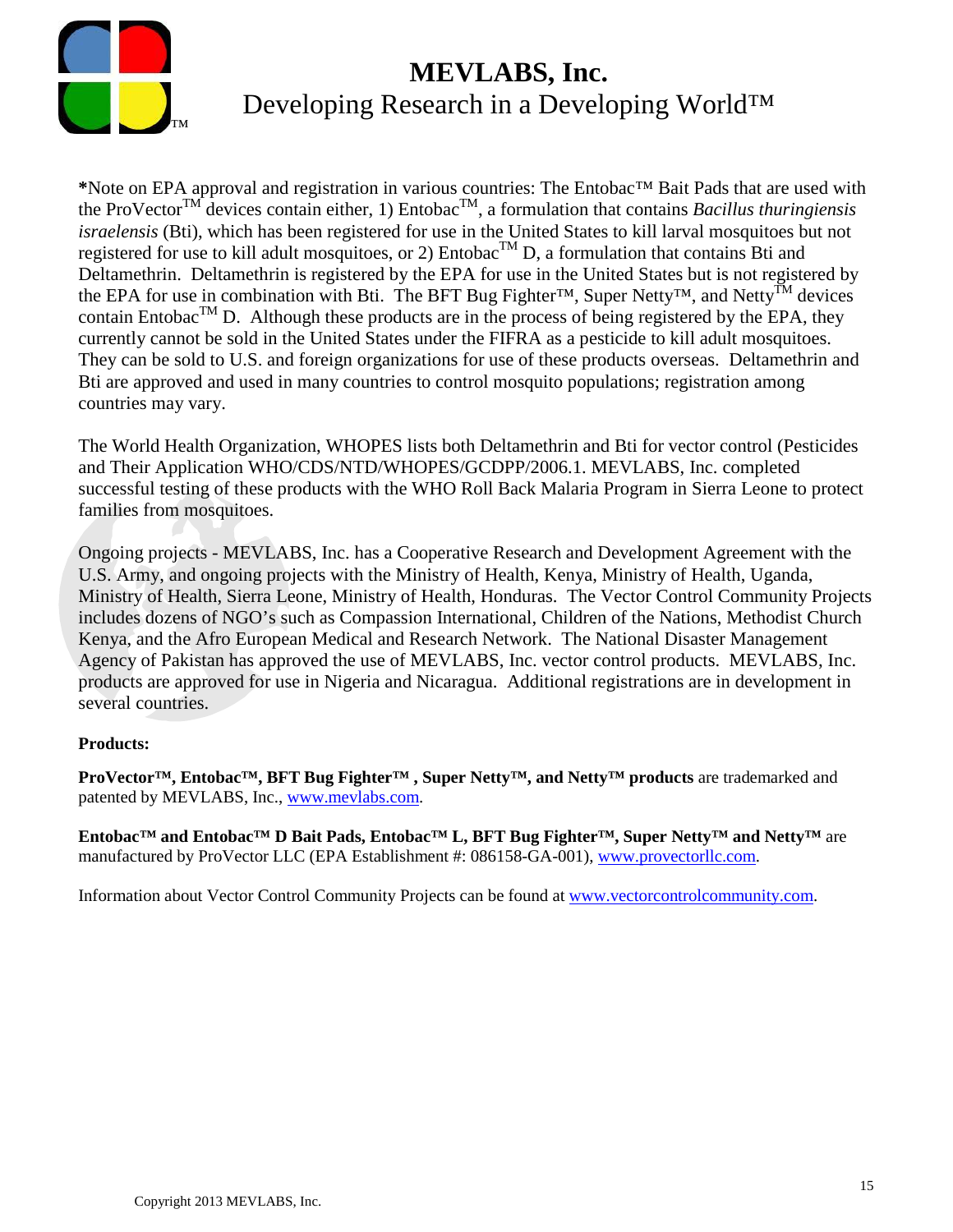# MEVLABS, Inc.

Developing Research in a Developing World™

***Note on EPA approval and registration in various countries:** The Entobac™ Bait Pads that are used with the ProVector™ devices contain either, 1) Entobac™, a formulation that contains *Bacillus thuringiensis israelensis* (Bti), which has been registered for use in the United States to kill larval mosquitoes but not registered for use to kill adult mosquitoes, or 2) Entobac™ D, a formulation that contains Bti and Deltamethrin. Deltamethrin is registered by the EPA for use in the United States but is not registered by the EPA for use in combination with Bti. The BFT Bug Fighter™, Super Netty™, and Netty™ devices contain Entobac™ D. Although these products are in the process of being registered by the EPA, they currently cannot be sold in the United States under the FIFRA as a pesticide to kill adult mosquitoes. They can be sold to U.S. and foreign organizations for use of these products overseas. Deltamethrin and Bti are approved and used in many countries to control mosquito populations; registration among countries may vary.

The World Health Organization, WHOPES lists both Deltamethrin and Bti for vector control (Pesticides and Their Application WHO/CDS/NTD/WHOPES/GCDPP/2006.1. MEVLABS, Inc. completed successful testing of these products with the WHO Roll Back Malaria Program in Sierra Leone to protect families from mosquitoes.

Ongoing projects - MEVLABS, Inc. has a Cooperative Research and Development Agreement with the U.S. Army, and ongoing projects with the Ministry of Health, Kenya, Ministry of Health, Uganda, Ministry of Health, Sierra Leone, Ministry of Health, Honduras. The Vector Control Community Projects includes dozens of NGO's such as Compassion International, Children of the Nations, Methodist Church Kenya, and the Afro European Medical and Research Network. The National Disaster Management Agency of Pakistan has approved the use of MEVLABS, Inc. vector control products. MEVLABS, Inc. products are approved for use in Nigeria and Nicaragua. Additional registrations are in development in several countries.

**Products:**

**ProVector™, Entobac™, BFT Bug Fighter™ , Super Netty™, and Netty™ products** are trademarked and patented by MEVLABS, Inc., www.mevlabs.com.

**Entobac™ and Entobac™ D Bait Pads, Entobac™ L, BFT Bug Fighter™, Super Netty™ and Netty™** are manufactured by ProVector LLC (EPA Establishment #: 086158-GA-001), www.provectorllc.com.

Information about Vector Control Community Projects can be found at www.vectorcontrolcommunity.com.

Copyright 2013 MEVLABS, Inc.